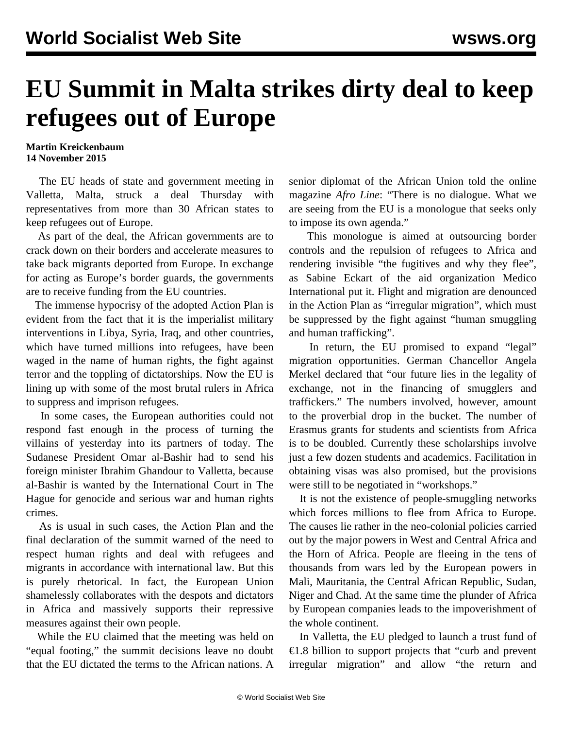# EU Summit in Malta strikes dirty deal to keep refugees out of Europe

**Martin Kreickenbaum**
**14 November 2015**

The EU heads of state and government meeting in Valletta, Malta, struck a deal Thursday with representatives from more than 30 African states to keep refugees out of Europe.

As part of the deal, the African governments are to crack down on their borders and accelerate measures to take back migrants deported from Europe. In exchange for acting as Europe's border guards, the governments are to receive funding from the EU countries.

The immense hypocrisy of the adopted Action Plan is evident from the fact that it is the imperialist military interventions in Libya, Syria, Iraq, and other countries, which have turned millions into refugees, have been waged in the name of human rights, the fight against terror and the toppling of dictatorships. Now the EU is lining up with some of the most brutal rulers in Africa to suppress and imprison refugees.

In some cases, the European authorities could not respond fast enough in the process of turning the villains of yesterday into its partners of today. The Sudanese President Omar al-Bashir had to send his foreign minister Ibrahim Ghandour to Valletta, because al-Bashir is wanted by the International Court in The Hague for genocide and serious war and human rights crimes.

As is usual in such cases, the Action Plan and the final declaration of the summit warned of the need to respect human rights and deal with refugees and migrants in accordance with international law. But this is purely rhetorical. In fact, the European Union shamelessly collaborates with the despots and dictators in Africa and massively supports their repressive measures against their own people.

While the EU claimed that the meeting was held on "equal footing," the summit decisions leave no doubt that the EU dictated the terms to the African nations. A senior diplomat of the African Union told the online magazine *Afro Line*: "There is no dialogue. What we are seeing from the EU is a monologue that seeks only to impose its own agenda."

This monologue is aimed at outsourcing border controls and the repulsion of refugees to Africa and rendering invisible "the fugitives and why they flee", as Sabine Eckart of the aid organization Medico International put it. Flight and migration are denounced in the Action Plan as "irregular migration", which must be suppressed by the fight against "human smuggling and human trafficking".

In return, the EU promised to expand "legal" migration opportunities. German Chancellor Angela Merkel declared that "our future lies in the legality of exchange, not in the financing of smugglers and traffickers." The numbers involved, however, amount to the proverbial drop in the bucket. The number of Erasmus grants for students and scientists from Africa is to be doubled. Currently these scholarships involve just a few dozen students and academics. Facilitation in obtaining visas was also promised, but the provisions were still to be negotiated in "workshops."

It is not the existence of people-smuggling networks which forces millions to flee from Africa to Europe. The causes lie rather in the neo-colonial policies carried out by the major powers in West and Central Africa and the Horn of Africa. People are fleeing in the tens of thousands from wars led by the European powers in Mali, Mauritania, the Central African Republic, Sudan, Niger and Chad. At the same time the plunder of Africa by European companies leads to the impoverishment of the whole continent.

In Valletta, the EU pledged to launch a trust fund of €1.8 billion to support projects that "curb and prevent irregular migration" and allow "the return and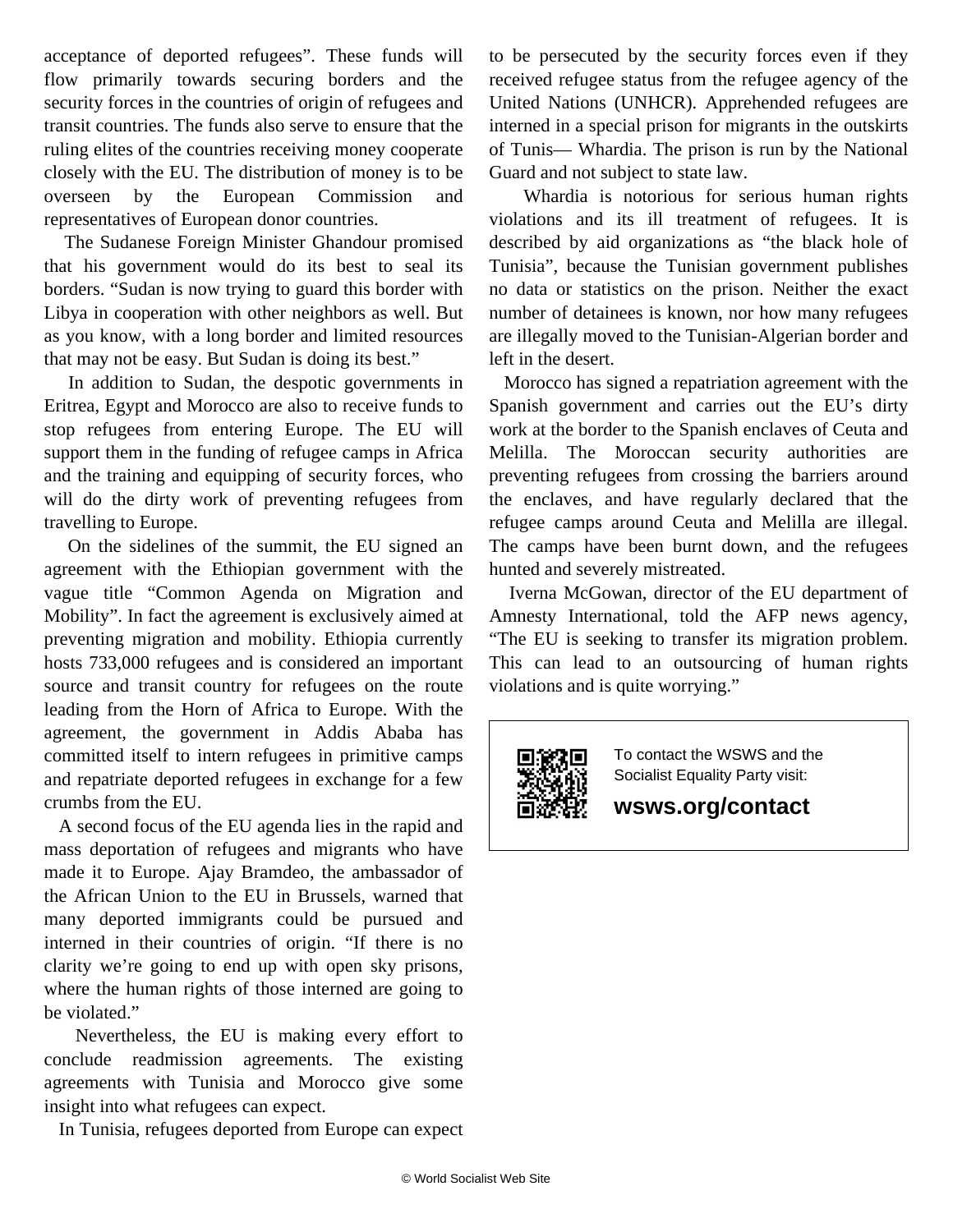acceptance of deported refugees". These funds will flow primarily towards securing borders and the security forces in the countries of origin of refugees and transit countries. The funds also serve to ensure that the ruling elites of the countries receiving money cooperate closely with the EU. The distribution of money is to be overseen by the European Commission and representatives of European donor countries.

The Sudanese Foreign Minister Ghandour promised that his government would do its best to seal its borders. "Sudan is now trying to guard this border with Libya in cooperation with other neighbors as well. But as you know, with a long border and limited resources that may not be easy. But Sudan is doing its best."

In addition to Sudan, the despotic governments in Eritrea, Egypt and Morocco are also to receive funds to stop refugees from entering Europe. The EU will support them in the funding of refugee camps in Africa and the training and equipping of security forces, who will do the dirty work of preventing refugees from travelling to Europe.

On the sidelines of the summit, the EU signed an agreement with the Ethiopian government with the vague title "Common Agenda on Migration and Mobility". In fact the agreement is exclusively aimed at preventing migration and mobility. Ethiopia currently hosts 733,000 refugees and is considered an important source and transit country for refugees on the route leading from the Horn of Africa to Europe. With the agreement, the government in Addis Ababa has committed itself to intern refugees in primitive camps and repatriate deported refugees in exchange for a few crumbs from the EU.

A second focus of the EU agenda lies in the rapid and mass deportation of refugees and migrants who have made it to Europe. Ajay Bramdeo, the ambassador of the African Union to the EU in Brussels, warned that many deported immigrants could be pursued and interned in their countries of origin. "If there is no clarity we're going to end up with open sky prisons, where the human rights of those interned are going to be violated."

Nevertheless, the EU is making every effort to conclude readmission agreements. The existing agreements with Tunisia and Morocco give some insight into what refugees can expect.

In Tunisia, refugees deported from Europe can expect to be persecuted by the security forces even if they received refugee status from the refugee agency of the United Nations (UNHCR). Apprehended refugees are interned in a special prison for migrants in the outskirts of Tunis— Whardia. The prison is run by the National Guard and not subject to state law.

Whardia is notorious for serious human rights violations and its ill treatment of refugees. It is described by aid organizations as "the black hole of Tunisia", because the Tunisian government publishes no data or statistics on the prison. Neither the exact number of detainees is known, nor how many refugees are illegally moved to the Tunisian-Algerian border and left in the desert.

Morocco has signed a repatriation agreement with the Spanish government and carries out the EU's dirty work at the border to the Spanish enclaves of Ceuta and Melilla. The Moroccan security authorities are preventing refugees from crossing the barriers around the enclaves, and have regularly declared that the refugee camps around Ceuta and Melilla are illegal. The camps have been burnt down, and the refugees hunted and severely mistreated.

Iverna McGowan, director of the EU department of Amnesty International, told the AFP news agency, "The EU is seeking to transfer its migration problem. This can lead to an outsourcing of human rights violations and is quite worrying."

To contact the WSWS and the Socialist Equality Party visit:

**wsws.org/contact**